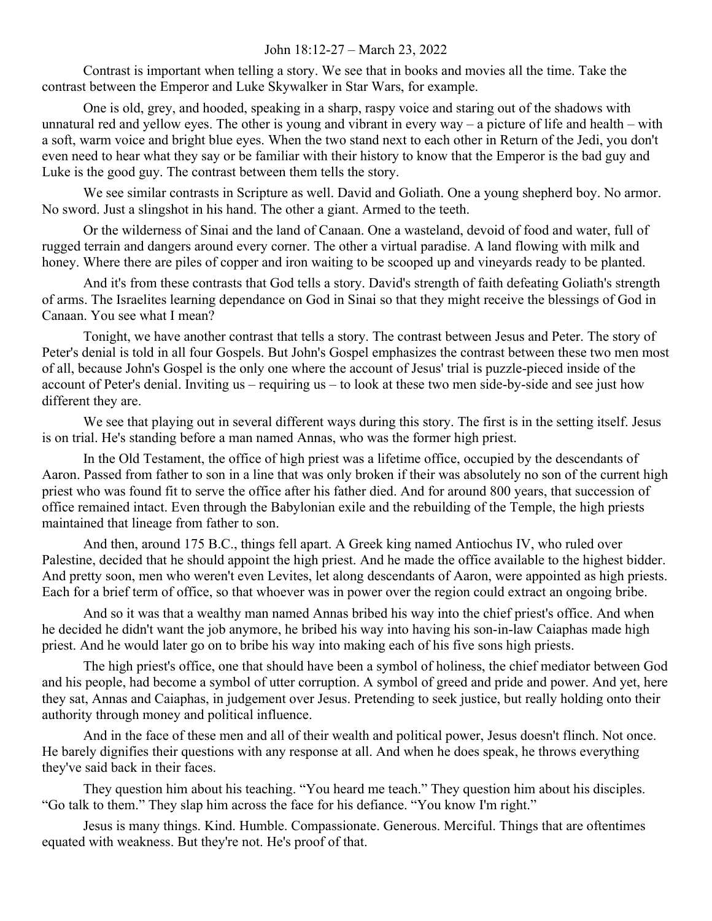John 18:12-27 – March 23, 2022

Contrast is important when telling a story. We see that in books and movies all the time. Take the contrast between the Emperor and Luke Skywalker in Star Wars, for example.

One is old, grey, and hooded, speaking in a sharp, raspy voice and staring out of the shadows with unnatural red and yellow eyes. The other is young and vibrant in every way – a picture of life and health – with a soft, warm voice and bright blue eyes. When the two stand next to each other in Return of the Jedi, you don't even need to hear what they say or be familiar with their history to know that the Emperor is the bad guy and Luke is the good guy. The contrast between them tells the story.

We see similar contrasts in Scripture as well. David and Goliath. One a young shepherd boy. No armor. No sword. Just a slingshot in his hand. The other a giant. Armed to the teeth.

Or the wilderness of Sinai and the land of Canaan. One a wasteland, devoid of food and water, full of rugged terrain and dangers around every corner. The other a virtual paradise. A land flowing with milk and honey. Where there are piles of copper and iron waiting to be scooped up and vineyards ready to be planted.

And it's from these contrasts that God tells a story. David's strength of faith defeating Goliath's strength of arms. The Israelites learning dependance on God in Sinai so that they might receive the blessings of God in Canaan. You see what I mean?

Tonight, we have another contrast that tells a story. The contrast between Jesus and Peter. The story of Peter's denial is told in all four Gospels. But John's Gospel emphasizes the contrast between these two men most of all, because John's Gospel is the only one where the account of Jesus' trial is puzzle-pieced inside of the account of Peter's denial. Inviting us – requiring us – to look at these two men side-by-side and see just how different they are.

We see that playing out in several different ways during this story. The first is in the setting itself. Jesus is on trial. He's standing before a man named Annas, who was the former high priest.

In the Old Testament, the office of high priest was a lifetime office, occupied by the descendants of Aaron. Passed from father to son in a line that was only broken if their was absolutely no son of the current high priest who was found fit to serve the office after his father died. And for around 800 years, that succession of office remained intact. Even through the Babylonian exile and the rebuilding of the Temple, the high priests maintained that lineage from father to son.

And then, around 175 B.C., things fell apart. A Greek king named Antiochus IV, who ruled over Palestine, decided that he should appoint the high priest. And he made the office available to the highest bidder. And pretty soon, men who weren't even Levites, let along descendants of Aaron, were appointed as high priests. Each for a brief term of office, so that whoever was in power over the region could extract an ongoing bribe.

And so it was that a wealthy man named Annas bribed his way into the chief priest's office. And when he decided he didn't want the job anymore, he bribed his way into having his son-in-law Caiaphas made high priest. And he would later go on to bribe his way into making each of his five sons high priests.

The high priest's office, one that should have been a symbol of holiness, the chief mediator between God and his people, had become a symbol of utter corruption. A symbol of greed and pride and power. And yet, here they sat, Annas and Caiaphas, in judgement over Jesus. Pretending to seek justice, but really holding onto their authority through money and political influence.

And in the face of these men and all of their wealth and political power, Jesus doesn't flinch. Not once. He barely dignifies their questions with any response at all. And when he does speak, he throws everything they've said back in their faces.

They question him about his teaching. "You heard me teach." They question him about his disciples. "Go talk to them." They slap him across the face for his defiance. "You know I'm right."

Jesus is many things. Kind. Humble. Compassionate. Generous. Merciful. Things that are oftentimes equated with weakness. But they're not. He's proof of that.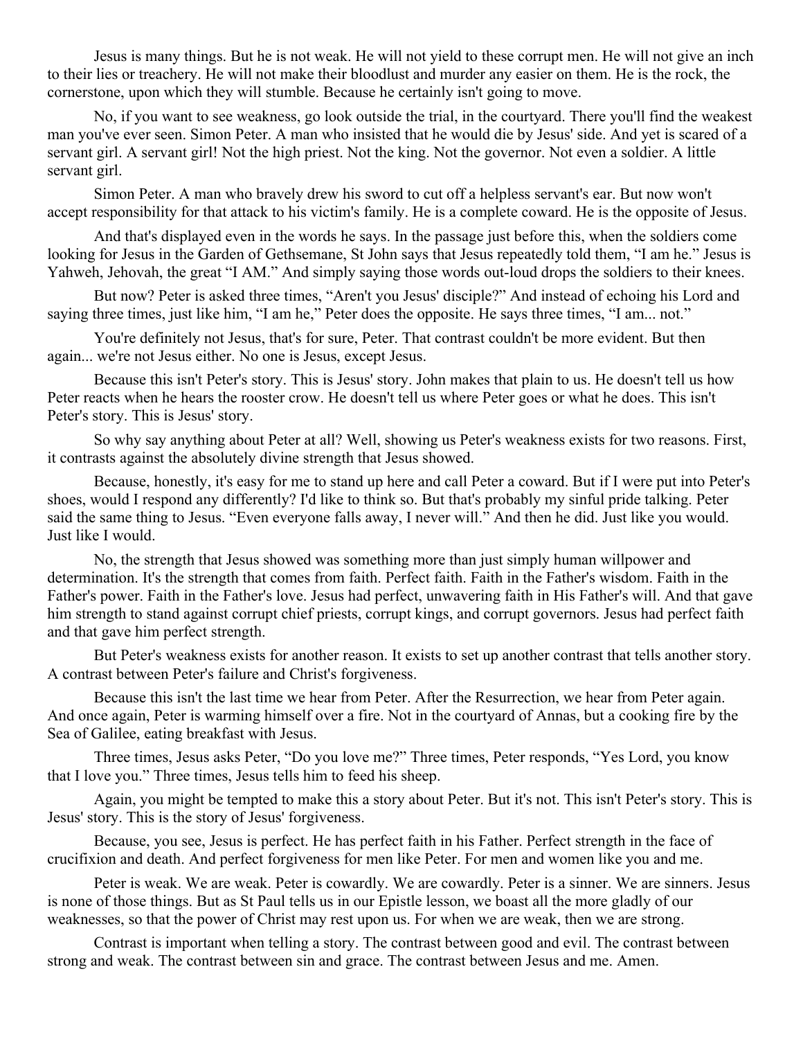Jesus is many things. But he is not weak. He will not yield to these corrupt men. He will not give an inch to their lies or treachery. He will not make their bloodlust and murder any easier on them. He is the rock, the cornerstone, upon which they will stumble. Because he certainly isn't going to move.

No, if you want to see weakness, go look outside the trial, in the courtyard. There you'll find the weakest man you've ever seen. Simon Peter. A man who insisted that he would die by Jesus' side. And yet is scared of a servant girl. A servant girl! Not the high priest. Not the king. Not the governor. Not even a soldier. A little servant girl.

Simon Peter. A man who bravely drew his sword to cut off a helpless servant's ear. But now won't accept responsibility for that attack to his victim's family. He is a complete coward. He is the opposite of Jesus.

And that's displayed even in the words he says. In the passage just before this, when the soldiers come looking for Jesus in the Garden of Gethsemane, St John says that Jesus repeatedly told them, "I am he." Jesus is Yahweh, Jehovah, the great "I AM." And simply saying those words out-loud drops the soldiers to their knees.

But now? Peter is asked three times, "Aren't you Jesus' disciple?" And instead of echoing his Lord and saying three times, just like him, "I am he," Peter does the opposite. He says three times, "I am... not."

You're definitely not Jesus, that's for sure, Peter. That contrast couldn't be more evident. But then again... we're not Jesus either. No one is Jesus, except Jesus.

Because this isn't Peter's story. This is Jesus' story. John makes that plain to us. He doesn't tell us how Peter reacts when he hears the rooster crow. He doesn't tell us where Peter goes or what he does. This isn't Peter's story. This is Jesus' story.

So why say anything about Peter at all? Well, showing us Peter's weakness exists for two reasons. First, it contrasts against the absolutely divine strength that Jesus showed.

Because, honestly, it's easy for me to stand up here and call Peter a coward. But if I were put into Peter's shoes, would I respond any differently? I'd like to think so. But that's probably my sinful pride talking. Peter said the same thing to Jesus. "Even everyone falls away, I never will." And then he did. Just like you would. Just like I would.

No, the strength that Jesus showed was something more than just simply human willpower and determination. It's the strength that comes from faith. Perfect faith. Faith in the Father's wisdom. Faith in the Father's power. Faith in the Father's love. Jesus had perfect, unwavering faith in His Father's will. And that gave him strength to stand against corrupt chief priests, corrupt kings, and corrupt governors. Jesus had perfect faith and that gave him perfect strength.

But Peter's weakness exists for another reason. It exists to set up another contrast that tells another story. A contrast between Peter's failure and Christ's forgiveness.

Because this isn't the last time we hear from Peter. After the Resurrection, we hear from Peter again. And once again, Peter is warming himself over a fire. Not in the courtyard of Annas, but a cooking fire by the Sea of Galilee, eating breakfast with Jesus.

Three times, Jesus asks Peter, "Do you love me?" Three times, Peter responds, "Yes Lord, you know that I love you." Three times, Jesus tells him to feed his sheep.

Again, you might be tempted to make this a story about Peter. But it's not. This isn't Peter's story. This is Jesus' story. This is the story of Jesus' forgiveness.

Because, you see, Jesus is perfect. He has perfect faith in his Father. Perfect strength in the face of crucifixion and death. And perfect forgiveness for men like Peter. For men and women like you and me.

Peter is weak. We are weak. Peter is cowardly. We are cowardly. Peter is a sinner. We are sinners. Jesus is none of those things. But as St Paul tells us in our Epistle lesson, we boast all the more gladly of our weaknesses, so that the power of Christ may rest upon us. For when we are weak, then we are strong.

Contrast is important when telling a story. The contrast between good and evil. The contrast between strong and weak. The contrast between sin and grace. The contrast between Jesus and me. Amen.